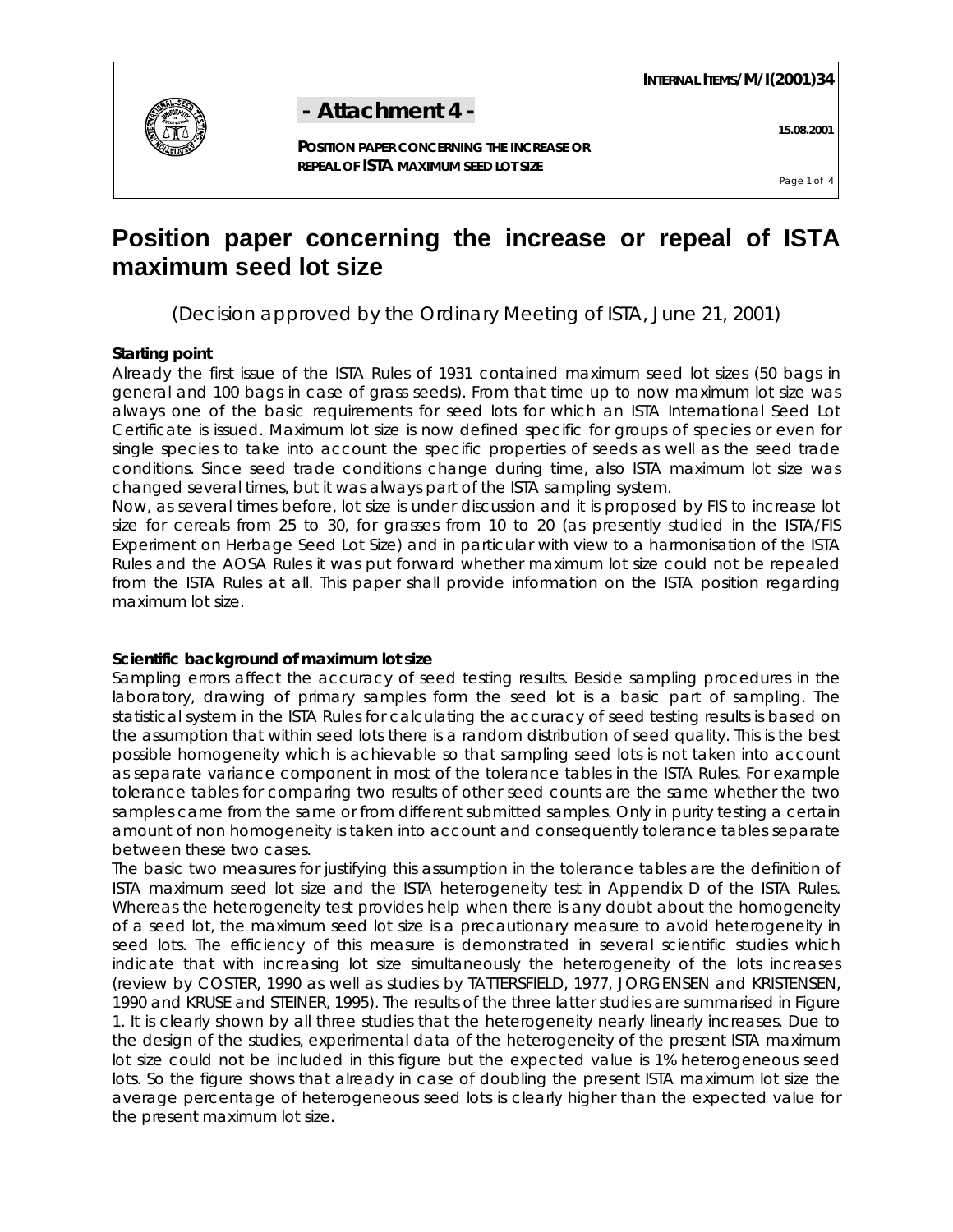# Position paper concerning the increase or repeal of ISTA maximum seed lot size

(Decision approved by the Ordinary Meeting of ISTA, June 21, 2001)

**Starting point**

Already the first issue of the ISTA Rules of 1931 contained maximum seed lot sizes (50 bags in general and 100 bags in case of grass seeds). From that time up to now maximum lot size was always one of the basic requirements for seed lots for which an ISTA International Seed Lot Certificate is issued. Maximum lot size is now defined specific for groups of species or even for single species to take into account the specific properties of seeds as well as the seed trade conditions. Since seed trade conditions change during time, also ISTA maximum lot size was changed several times, but it was always part of the ISTA sampling system.

Now, as several times before, lot size is under discussion and it is proposed by FIS to increase lot size for cereals from 25 to 30, for grasses from 10 to 20 (as presently studied in the ISTA/FIS Experiment on Herbage Seed Lot Size) and in particular with view to a harmonisation of the ISTA Rules and the AOSA Rules it was put forward whether maximum lot size could not be repealed from the ISTA Rules at all. This paper shall provide information on the ISTA position regarding maximum lot size.

**Scientific background of maximum lot size**

Sampling errors affect the accuracy of seed testing results. Beside sampling procedures in the laboratory, drawing of primary samples form the seed lot is a basic part of sampling. The statistical system in the ISTA Rules for calculating the accuracy of seed testing results is based on the assumption that within seed lots there is a random distribution of seed quality. This is the best possible homogeneity which is achievable so that sampling seed lots is not taken into account as separate variance component in most of the tolerance tables in the ISTA Rules. For example tolerance tables for comparing two results of other seed counts are the same whether the two samples came from the same or from different submitted samples. Only in purity testing a certain amount of non homogeneity is taken into account and consequently tolerance tables separate between these two cases.

The basic two measures for justifying this assumption in the tolerance tables are the definition of ISTA maximum seed lot size and the ISTA heterogeneity test in Appendix D of the ISTA Rules. Whereas the heterogeneity test provides help when there is any doubt about the homogeneity of a seed lot, the maximum seed lot size is a precautionary measure to avoid heterogeneity in seed lots. The efficiency of this measure is demonstrated in several scientific studies which indicate that with increasing lot size simultaneously the heterogeneity of the lots increases (review by COSTER, 1990 as well as studies by TATTERSFIELD, 1977, JORGENSEN and KRISTENSEN, 1990 and KRUSE and STEINER, 1995). The results of the three latter studies are summarised in Figure 1. It is clearly shown by all three studies that the heterogeneity nearly linearly increases. Due to the design of the studies, experimental data of the heterogeneity of the present ISTA maximum lot size could not be included in this figure but the expected value is 1% heterogeneous seed lots. So the figure shows that already in case of doubling the present ISTA maximum lot size the average percentage of heterogeneous seed lots is clearly higher than the expected value for the present maximum lot size.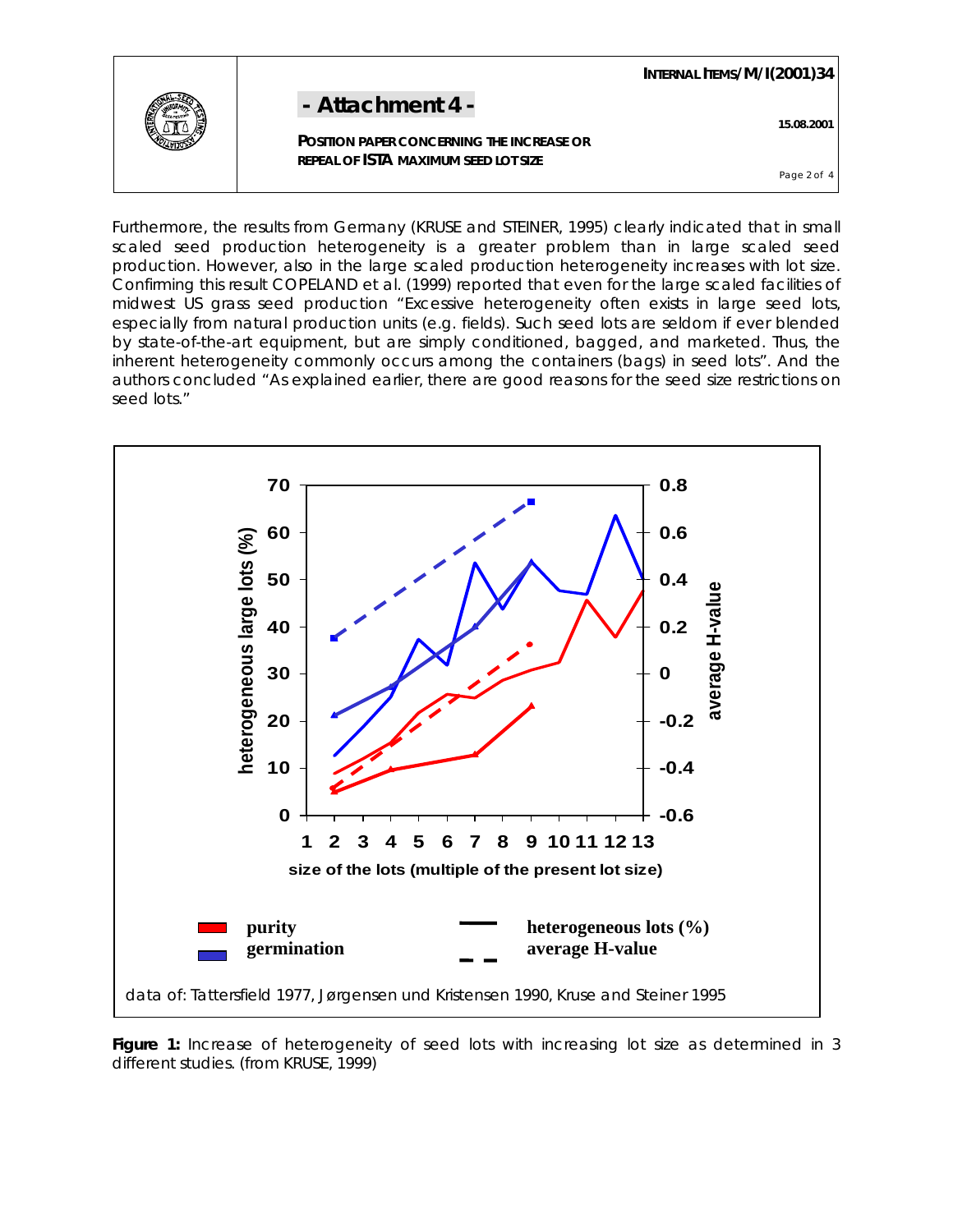Furthermore, the results from Germany (KRUSE and STEINER, 1995) clearly indicated that in small scaled seed production heterogeneity is a greater problem than in large scaled seed production. However, also in the large scaled production heterogeneity increases with lot size. Confirming this result COPELAND et al. (1999) reported that even for the large scaled facilities of midwest US grass seed production "Excessive heterogeneity often exists in large seed lots, especially from natural production units (e.g. fields). Such seed lots are seldom if ever blended by state-of-the-art equipment, but are simply conditioned, bagged, and marketed. Thus, the inherent heterogeneity commonly occurs among the containers (bags) in seed lots". And the authors concluded "As explained earlier, there are good reasons for the seed size restrictions on seed lots."

**Figure 1:** Increase of heterogeneity of seed lots with increasing lot size as determined in 3 different studies. (from KRUSE, 1999)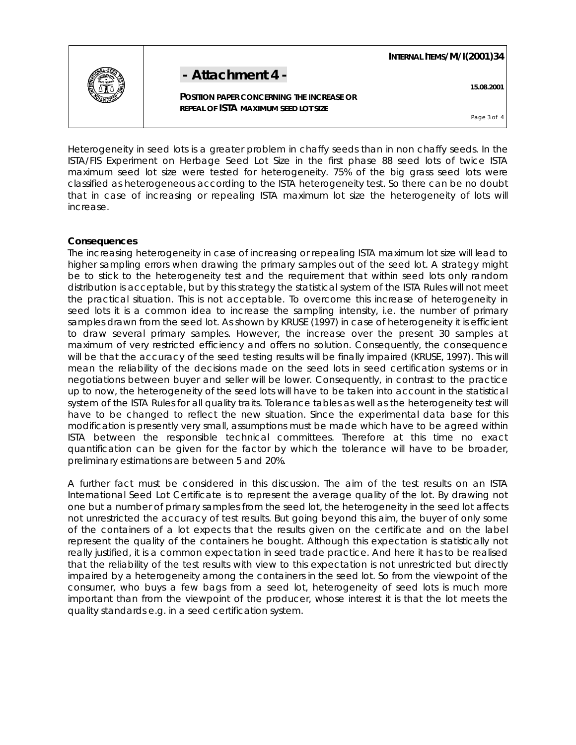Heterogeneity in seed lots is a greater problem in chaffy seeds than in non chaffy seeds. In the ISTA/FIS Experiment on Herbage Seed Lot Size in the first phase 88 seed lots of twice ISTA maximum seed lot size were tested for heterogeneity. 75% of the big grass seed lots were classified as heterogeneous according to the ISTA heterogeneity test. So there can be no doubt that in case of increasing or repealing ISTA maximum lot size the heterogeneity of lots will increase.

**Consequences**

The increasing heterogeneity in case of increasing or repealing ISTA maximum lot size will lead to higher sampling errors when drawing the primary samples out of the seed lot. A strategy might be to stick to the heterogeneity test and the requirement that within seed lots only random distribution is acceptable, but by this strategy the statistical system of the ISTA Rules will not meet the practical situation. This is not acceptable. To overcome this increase of heterogeneity in seed lots it is a common idea to increase the sampling intensity, i.e. the number of primary samples drawn from the seed lot. As shown by KRUSE (1997) in case of heterogeneity it is efficient to draw several primary samples. However, the increase over the present 30 samples at maximum of very restricted efficiency and offers no solution. Consequently, the consequence will be that the accuracy of the seed testing results will be finally impaired (KRUSE, 1997). This will mean the reliability of the decisions made on the seed lots in seed certification systems or in negotiations between buyer and seller will be lower. Consequently, in contrast to the practice up to now, the heterogeneity of the seed lots will have to be taken into account in the statistical system of the ISTA Rules for all quality traits. Tolerance tables as well as the heterogeneity test will have to be changed to reflect the new situation. Since the experimental data base for this modification is presently very small, assumptions must be made which have to be agreed within ISTA between the responsible technical committees. Therefore at this time no exact quantification can be given for the factor by which the tolerance will have to be broader, preliminary estimations are between 5 and 20%.

A further fact must be considered in this discussion. The aim of the test results on an ISTA International Seed Lot Certificate is to represent the average quality of the lot. By drawing not one but a number of primary samples from the seed lot, the heterogeneity in the seed lot affects not unrestricted the accuracy of test results. But going beyond this aim, the buyer of only some of the containers of a lot expects that the results given on the certificate and on the label represent the quality of the containers he bought. Although this expectation is statistically not really justified, it is a common expectation in seed trade practice. And here it has to be realised that the reliability of the test results with view to this expectation is not unrestricted but directly impaired by a heterogeneity among the containers in the seed lot. So from the viewpoint of the consumer, who buys a few bags from a seed lot, heterogeneity of seed lots is much more important than from the viewpoint of the producer, whose interest it is that the lot meets the quality standards e.g. in a seed certification system.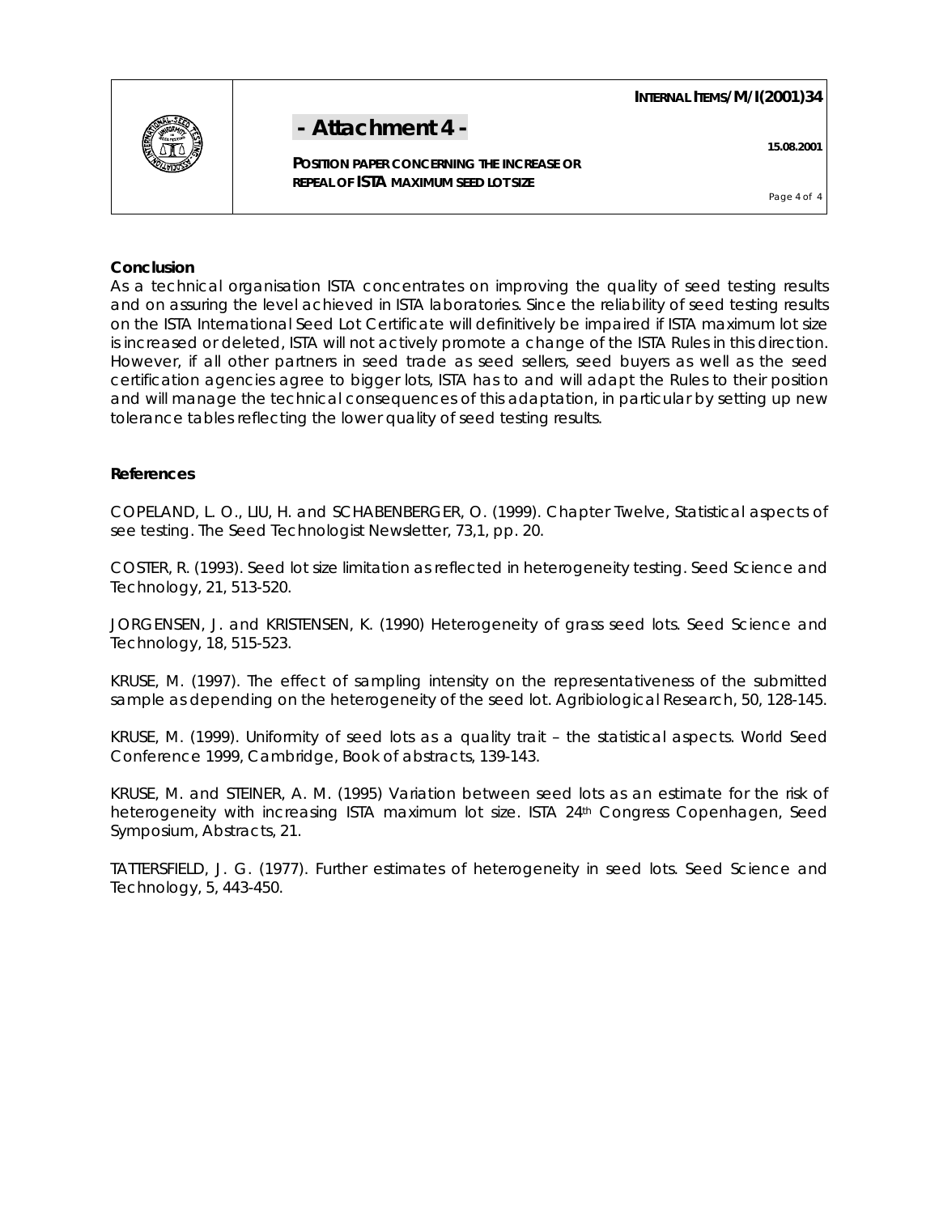**Conclusion**

As a technical organisation ISTA concentrates on improving the quality of seed testing results and on assuring the level achieved in ISTA laboratories. Since the reliability of seed testing results on the ISTA International Seed Lot Certificate will definitively be impaired if ISTA maximum lot size is increased or deleted, ISTA will not actively promote a change of the ISTA Rules in this direction. However, if all other partners in seed trade as seed sellers, seed buyers as well as the seed certification agencies agree to bigger lots, ISTA has to and will adapt the Rules to their position and will manage the technical consequences of this adaptation, in particular by setting up new tolerance tables reflecting the lower quality of seed testing results.

**References**

COPELAND, L. O., LIU, H. and SCHABENBERGER, O. (1999). Chapter Twelve, Statistical aspects of see testing. The Seed Technologist Newsletter, 73,1, pp. 20.

COSTER, R. (1993). Seed lot size limitation as reflected in heterogeneity testing. Seed Science and Technology, 21, 513-520.

JORGENSEN, J. and KRISTENSEN, K. (1990) Heterogeneity of grass seed lots. Seed Science and Technology, 18, 515-523.

KRUSE, M. (1997). The effect of sampling intensity on the representativeness of the submitted sample as depending on the heterogeneity of the seed lot. Agribiological Research, 50, 128-145.

KRUSE, M. (1999). Uniformity of seed lots as a quality trait – the statistical aspects. World Seed Conference 1999, Cambridge, Book of abstracts, 139-143.

KRUSE, M. and STEINER, A. M. (1995) Variation between seed lots as an estimate for the risk of heterogeneity with increasing ISTA maximum lot size. ISTA 24th Congress Copenhagen, Seed Symposium, Abstracts, 21.

TATTERSFIELD, J. G. (1977). Further estimates of heterogeneity in seed lots. Seed Science and Technology, 5, 443-450.